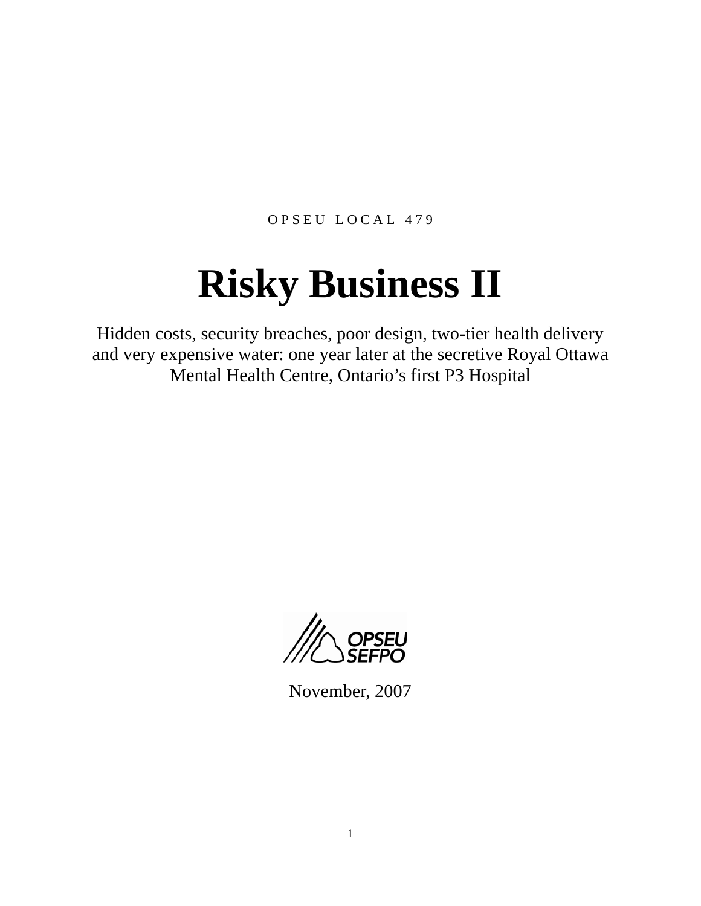OPSEU LOCAL 479

# Risky Business II

Hidden costs, security breaches, poor design, two-tier health delivery and very expensive water: one year later at the secretive Royal Ottawa Mental Health Centre, Ontario's first P3 Hospital

OPSEU SEFPO

November, 2007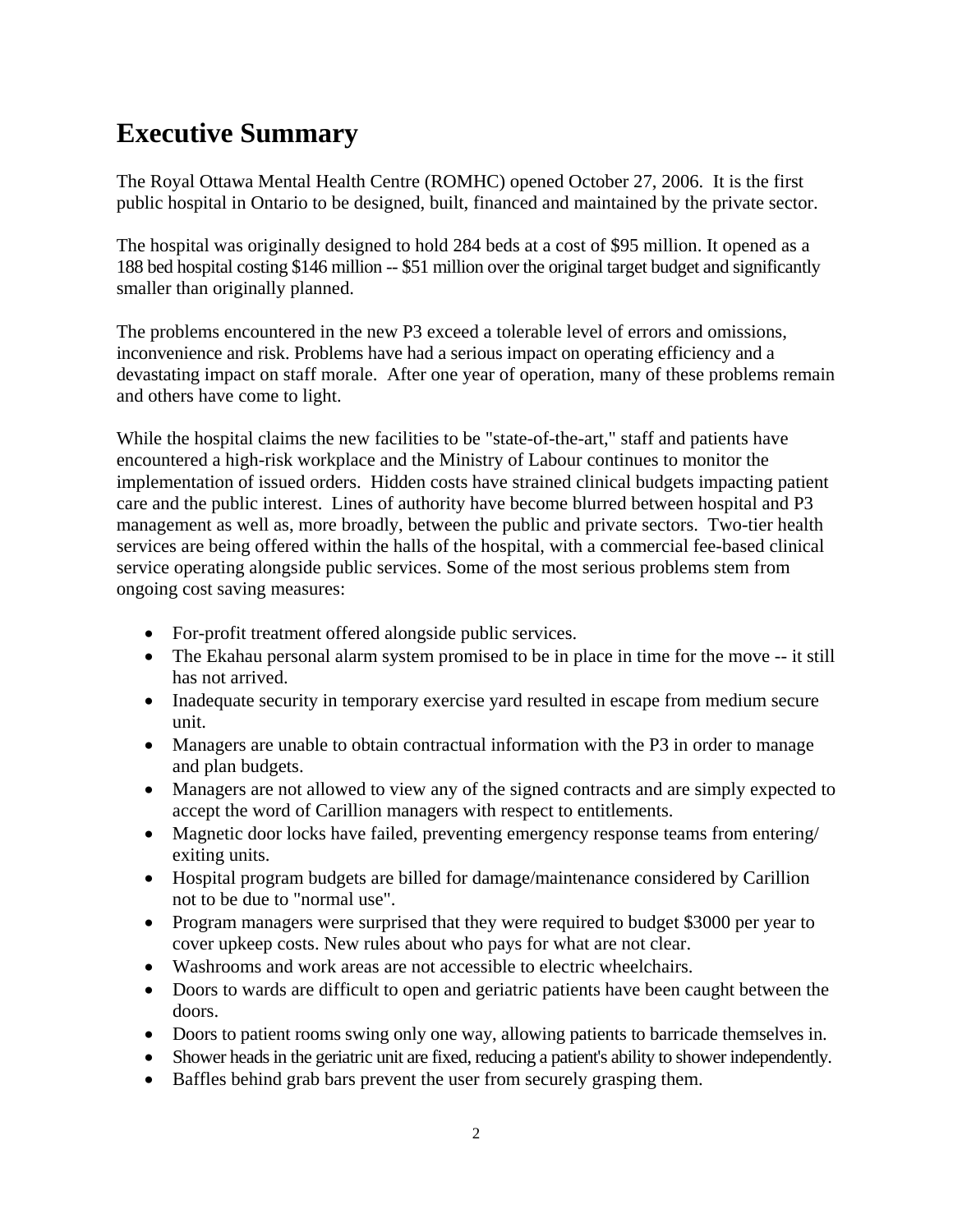# Executive Summary

The Royal Ottawa Mental Health Centre (ROMHC) opened October 27, 2006. It is the first public hospital in Ontario to be designed, built, financed and maintained by the private sector.

The hospital was originally designed to hold 284 beds at a cost of $95 million. It opened as a 188 bed hospital costing $146 million -- $51 million over the original target budget and significantly smaller than originally planned.

The problems encountered in the new P3 exceed a tolerable level of errors and omissions, inconvenience and risk. Problems have had a serious impact on operating efficiency and a devastating impact on staff morale. After one year of operation, many of these problems remain and others have come to light.

While the hospital claims the new facilities to be "state-of-the-art," staff and patients have encountered a high-risk workplace and the Ministry of Labour continues to monitor the implementation of issued orders. Hidden costs have strained clinical budgets impacting patient care and the public interest. Lines of authority have become blurred between hospital and P3 management as well as, more broadly, between the public and private sectors. Two-tier health services are being offered within the halls of the hospital, with a commercial fee-based clinical service operating alongside public services. Some of the most serious problems stem from ongoing cost saving measures:

- For-profit treatment offered alongside public services.
- The Ekahau personal alarm system promised to be in place in time for the move -- it still has not arrived.
- Inadequate security in temporary exercise yard resulted in escape from medium secure unit.
- Managers are unable to obtain contractual information with the P3 in order to manage and plan budgets.
- Managers are not allowed to view any of the signed contracts and are simply expected to accept the word of Carillion managers with respect to entitlements.
- Magnetic door locks have failed, preventing emergency response teams from entering/ exiting units.
- Hospital program budgets are billed for damage/maintenance considered by Carillion not to be due to "normal use".
- Program managers were surprised that they were required to budget $3000 per year to cover upkeep costs. New rules about who pays for what are not clear.
- Washrooms and work areas are not accessible to electric wheelchairs.
- Doors to wards are difficult to open and geriatric patients have been caught between the doors.
- Doors to patient rooms swing only one way, allowing patients to barricade themselves in.
- Shower heads in the geriatric unit are fixed, reducing a patient's ability to shower independently.
- Baffles behind grab bars prevent the user from securely grasping them.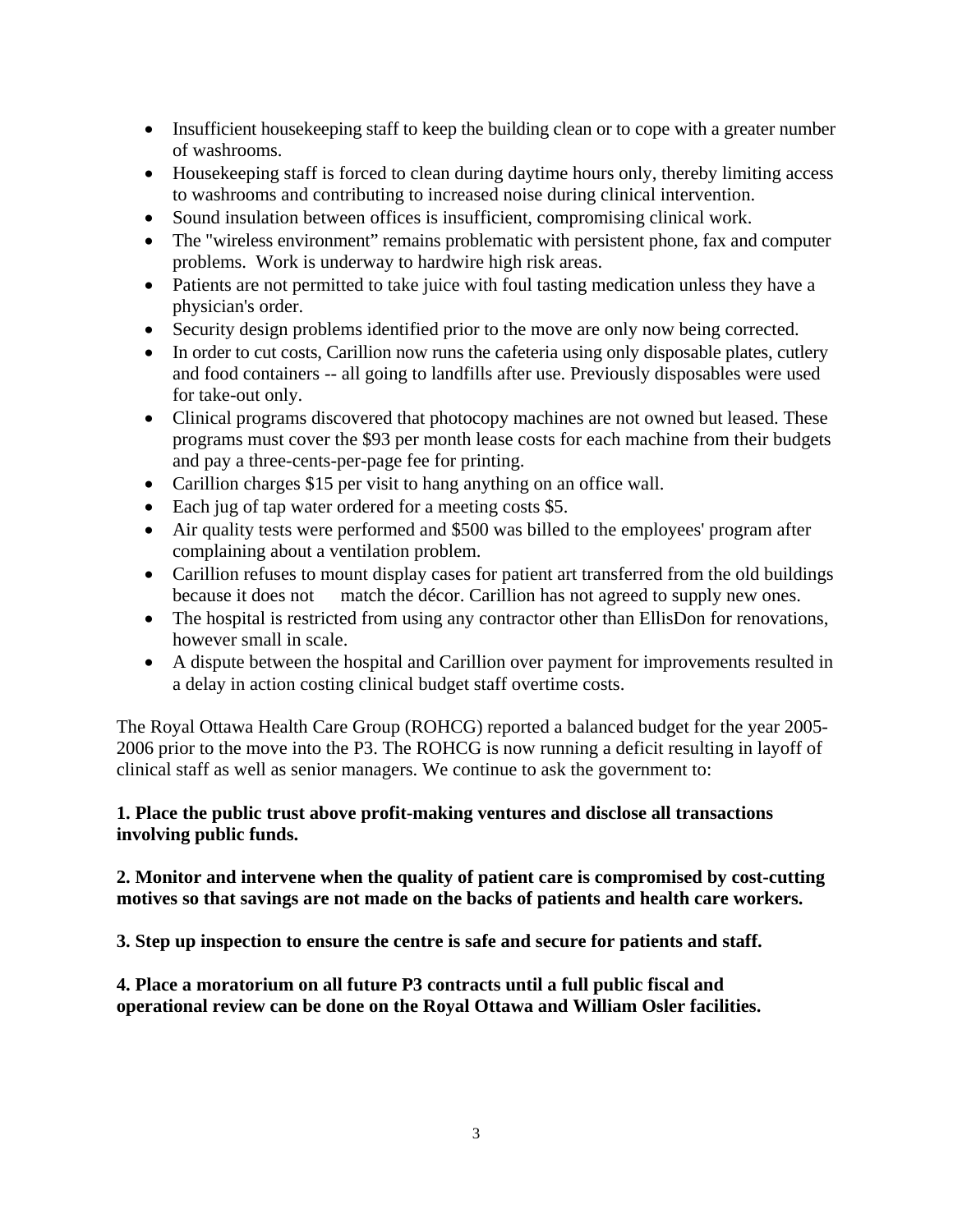- Insufficient housekeeping staff to keep the building clean or to cope with a greater number of washrooms.
- Housekeeping staff is forced to clean during daytime hours only, thereby limiting access to washrooms and contributing to increased noise during clinical intervention.
- Sound insulation between offices is insufficient, compromising clinical work.
- The "wireless environment" remains problematic with persistent phone, fax and computer problems. Work is underway to hardwire high risk areas.
- Patients are not permitted to take juice with foul tasting medication unless they have a physician's order.
- Security design problems identified prior to the move are only now being corrected.
- In order to cut costs, Carillion now runs the cafeteria using only disposable plates, cutlery and food containers -- all going to landfills after use. Previously disposables were used for take-out only.
- Clinical programs discovered that photocopy machines are not owned but leased. These programs must cover the $93 per month lease costs for each machine from their budgets and pay a three-cents-per-page fee for printing.
- Carillion charges $15 per visit to hang anything on an office wall.
- Each jug of tap water ordered for a meeting costs $5.
- Air quality tests were performed and $500 was billed to the employees' program after complaining about a ventilation problem.
- Carillion refuses to mount display cases for patient art transferred from the old buildings because it does not match the décor. Carillion has not agreed to supply new ones.
- The hospital is restricted from using any contractor other than EllisDon for renovations, however small in scale.
- A dispute between the hospital and Carillion over payment for improvements resulted in a delay in action costing clinical budget staff overtime costs.

The Royal Ottawa Health Care Group (ROHCG) reported a balanced budget for the year 2005-2006 prior to the move into the P3. The ROHCG is now running a deficit resulting in layoff of clinical staff as well as senior managers. We continue to ask the government to:

**1. Place the public trust above profit-making ventures and disclose all transactions involving public funds.**

**2. Monitor and intervene when the quality of patient care is compromised by cost-cutting motives so that savings are not made on the backs of patients and health care workers.**

**3. Step up inspection to ensure the centre is safe and secure for patients and staff.**

**4. Place a moratorium on all future P3 contracts until a full public fiscal and operational review can be done on the Royal Ottawa and William Osler facilities.**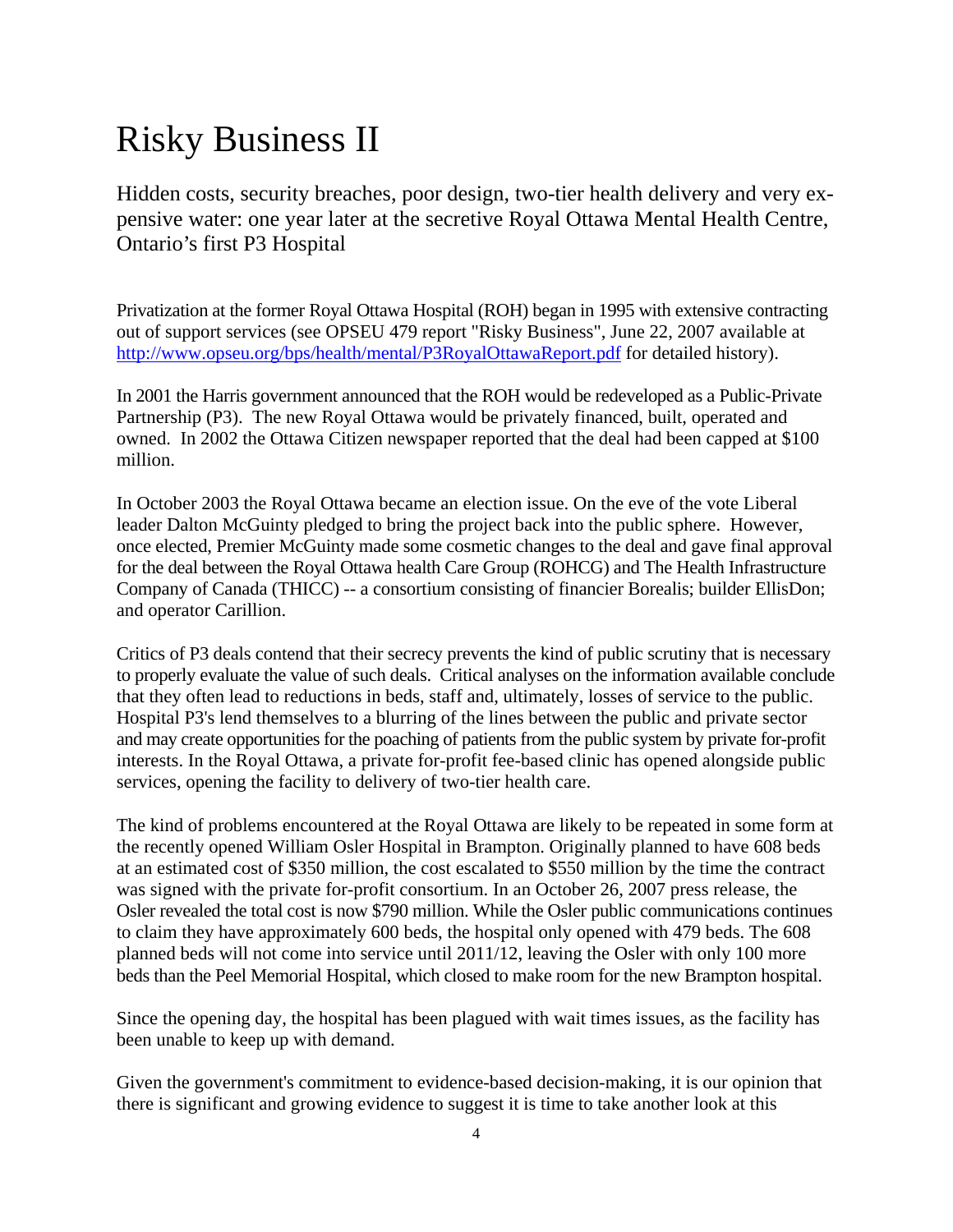# Risky Business II

Hidden costs, security breaches, poor design, two-tier health delivery and very expensive water: one year later at the secretive Royal Ottawa Mental Health Centre, Ontario's first P3 Hospital

Privatization at the former Royal Ottawa Hospital (ROH) began in 1995 with extensive contracting out of support services (see OPSEU 479 report "Risky Business", June 22, 2007 available at [http://www.opseu.org/bps/health/mental/P3RoyalOttawaReport.pdf](http://www.opseu.org/bps/health/mental/P3RoyalOttawaReport.pdf) for detailed history).

In 2001 the Harris government announced that the ROH would be redeveloped as a Public-Private Partnership (P3). The new Royal Ottawa would be privately financed, built, operated and owned. In 2002 the Ottawa Citizen newspaper reported that the deal had been capped at $100 million.

In October 2003 the Royal Ottawa became an election issue. On the eve of the vote Liberal leader Dalton McGuinty pledged to bring the project back into the public sphere. However, once elected, Premier McGuinty made some cosmetic changes to the deal and gave final approval for the deal between the Royal Ottawa health Care Group (ROHCG) and The Health Infrastructure Company of Canada (THICC) -- a consortium consisting of financier Borealis; builder EllisDon; and operator Carillion.

Critics of P3 deals contend that their secrecy prevents the kind of public scrutiny that is necessary to properly evaluate the value of such deals. Critical analyses on the information available conclude that they often lead to reductions in beds, staff and, ultimately, losses of service to the public. Hospital P3's lend themselves to a blurring of the lines between the public and private sector and may create opportunities for the poaching of patients from the public system by private for-profit interests. In the Royal Ottawa, a private for-profit fee-based clinic has opened alongside public services, opening the facility to delivery of two-tier health care.

The kind of problems encountered at the Royal Ottawa are likely to be repeated in some form at the recently opened William Osler Hospital in Brampton. Originally planned to have 608 beds at an estimated cost of $350 million, the cost escalated to $550 million by the time the contract was signed with the private for-profit consortium. In an October 26, 2007 press release, the Osler revealed the total cost is now $790 million. While the Osler public communications continues to claim they have approximately 600 beds, the hospital only opened with 479 beds. The 608 planned beds will not come into service until 2011/12, leaving the Osler with only 100 more beds than the Peel Memorial Hospital, which closed to make room for the new Brampton hospital.

Since the opening day, the hospital has been plagued with wait times issues, as the facility has been unable to keep up with demand.

Given the government's commitment to evidence-based decision-making, it is our opinion that there is significant and growing evidence to suggest it is time to take another look at this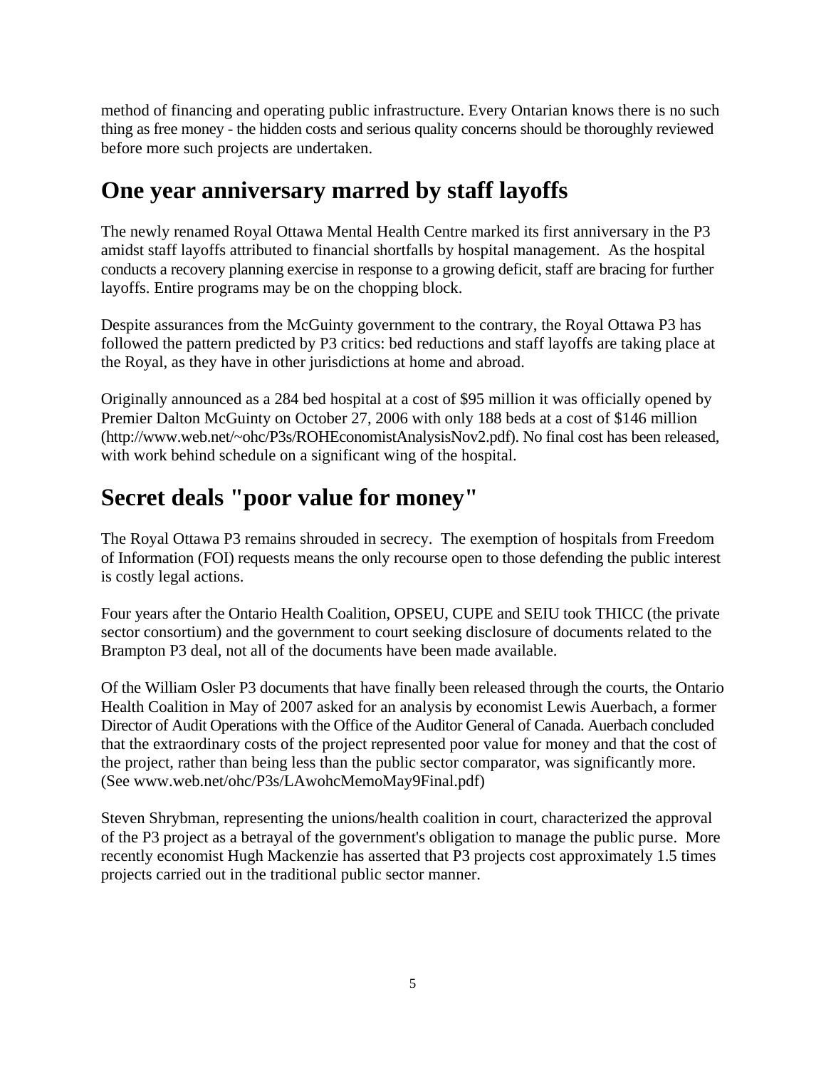method of financing and operating public infrastructure. Every Ontarian knows there is no such thing as free money - the hidden costs and serious quality concerns should be thoroughly reviewed before more such projects are undertaken.

## One year anniversary marred by staff layoffs

The newly renamed Royal Ottawa Mental Health Centre marked its first anniversary in the P3 amidst staff layoffs attributed to financial shortfalls by hospital management. As the hospital conducts a recovery planning exercise in response to a growing deficit, staff are bracing for further layoffs. Entire programs may be on the chopping block.

Despite assurances from the McGuinty government to the contrary, the Royal Ottawa P3 has followed the pattern predicted by P3 critics: bed reductions and staff layoffs are taking place at the Royal, as they have in other jurisdictions at home and abroad.

Originally announced as a 284 bed hospital at a cost of $95 million it was officially opened by Premier Dalton McGuinty on October 27, 2006 with only 188 beds at a cost of $146 million (http://www.web.net/~ohc/P3s/ROHEconomistAnalysisNov2.pdf). No final cost has been released, with work behind schedule on a significant wing of the hospital.

## Secret deals "poor value for money"

The Royal Ottawa P3 remains shrouded in secrecy. The exemption of hospitals from Freedom of Information (FOI) requests means the only recourse open to those defending the public interest is costly legal actions.

Four years after the Ontario Health Coalition, OPSEU, CUPE and SEIU took THICC (the private sector consortium) and the government to court seeking disclosure of documents related to the Brampton P3 deal, not all of the documents have been made available.

Of the William Osler P3 documents that have finally been released through the courts, the Ontario Health Coalition in May of 2007 asked for an analysis by economist Lewis Auerbach, a former Director of Audit Operations with the Office of the Auditor General of Canada. Auerbach concluded that the extraordinary costs of the project represented poor value for money and that the cost of the project, rather than being less than the public sector comparator, was significantly more. (See www.web.net/ohc/P3s/LAwohcMemoMay9Final.pdf)

Steven Shrybman, representing the unions/health coalition in court, characterized the approval of the P3 project as a betrayal of the government's obligation to manage the public purse. More recently economist Hugh Mackenzie has asserted that P3 projects cost approximately 1.5 times projects carried out in the traditional public sector manner.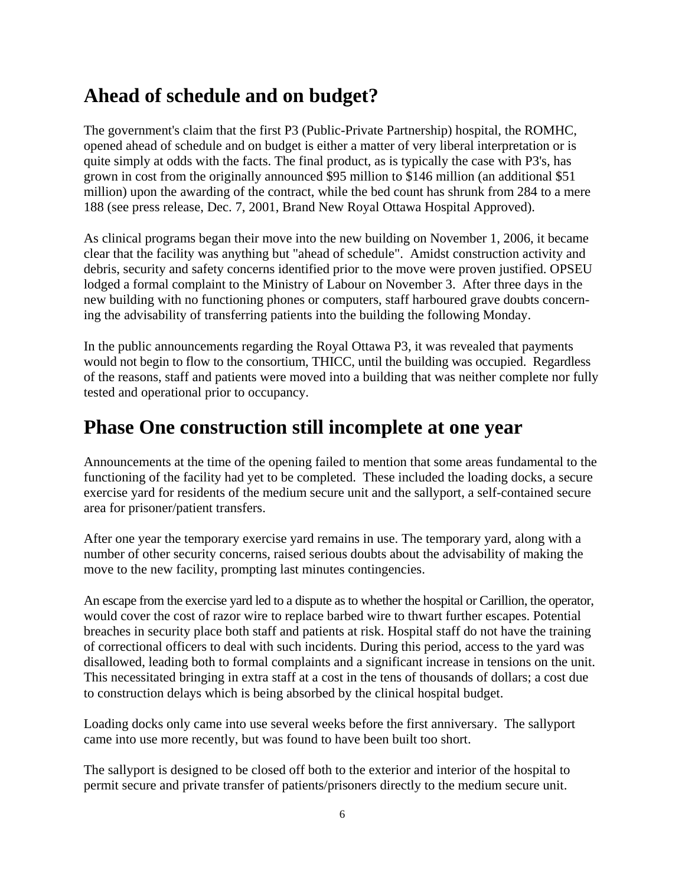## Ahead of schedule and on budget?

The government's claim that the first P3 (Public-Private Partnership) hospital, the ROMHC, opened ahead of schedule and on budget is either a matter of very liberal interpretation or is quite simply at odds with the facts. The final product, as is typically the case with P3's, has grown in cost from the originally announced $95 million to $146 million (an additional $51 million) upon the awarding of the contract, while the bed count has shrunk from 284 to a mere 188 (see press release, Dec. 7, 2001, Brand New Royal Ottawa Hospital Approved).

As clinical programs began their move into the new building on November 1, 2006, it became clear that the facility was anything but "ahead of schedule". Amidst construction activity and debris, security and safety concerns identified prior to the move were proven justified. OPSEU lodged a formal complaint to the Ministry of Labour on November 3. After three days in the new building with no functioning phones or computers, staff harboured grave doubts concerning the advisability of transferring patients into the building the following Monday.

In the public announcements regarding the Royal Ottawa P3, it was revealed that payments would not begin to flow to the consortium, THICC, until the building was occupied. Regardless of the reasons, staff and patients were moved into a building that was neither complete nor fully tested and operational prior to occupancy.

## Phase One construction still incomplete at one year

Announcements at the time of the opening failed to mention that some areas fundamental to the functioning of the facility had yet to be completed. These included the loading docks, a secure exercise yard for residents of the medium secure unit and the sallyport, a self-contained secure area for prisoner/patient transfers.

After one year the temporary exercise yard remains in use. The temporary yard, along with a number of other security concerns, raised serious doubts about the advisability of making the move to the new facility, prompting last minutes contingencies.

An escape from the exercise yard led to a dispute as to whether the hospital or Carillion, the operator, would cover the cost of razor wire to replace barbed wire to thwart further escapes. Potential breaches in security place both staff and patients at risk. Hospital staff do not have the training of correctional officers to deal with such incidents. During this period, access to the yard was disallowed, leading both to formal complaints and a significant increase in tensions on the unit. This necessitated bringing in extra staff at a cost in the tens of thousands of dollars; a cost due to construction delays which is being absorbed by the clinical hospital budget.

Loading docks only came into use several weeks before the first anniversary. The sallyport came into use more recently, but was found to have been built too short.

The sallyport is designed to be closed off both to the exterior and interior of the hospital to permit secure and private transfer of patients/prisoners directly to the medium secure unit.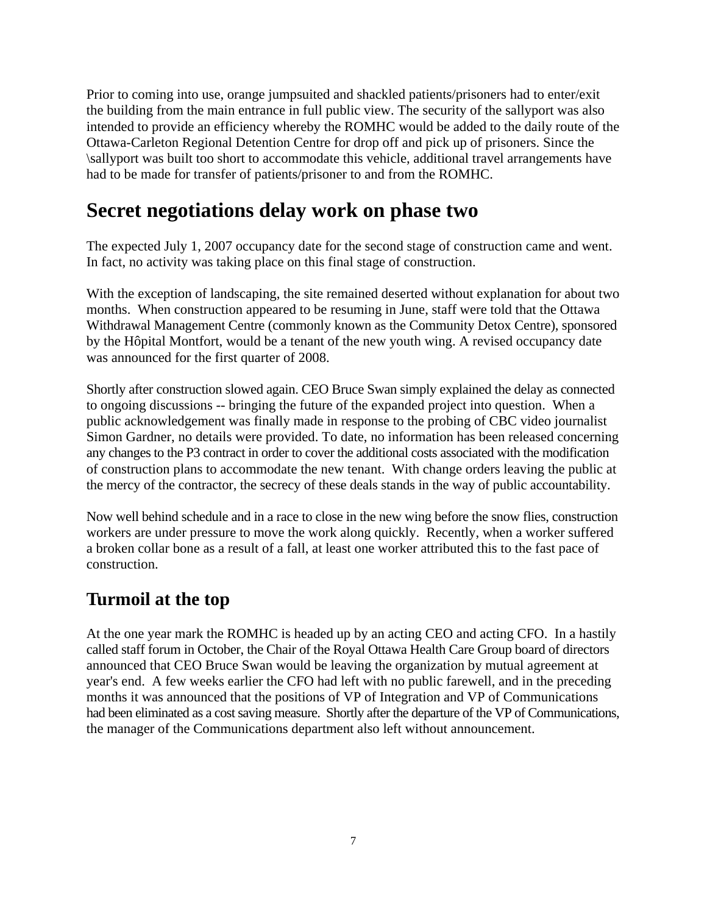Prior to coming into use, orange jumpsuited and shackled patients/prisoners had to enter/exit the building from the main entrance in full public view. The security of the sallyport was also intended to provide an efficiency whereby the ROMHC would be added to the daily route of the Ottawa-Carleton Regional Detention Centre for drop off and pick up of prisoners. Since the \sallyport was built too short to accommodate this vehicle, additional travel arrangements have had to be made for transfer of patients/prisoner to and from the ROMHC.

# Secret negotiations delay work on phase two

The expected July 1, 2007 occupancy date for the second stage of construction came and went. In fact, no activity was taking place on this final stage of construction.

With the exception of landscaping, the site remained deserted without explanation for about two months. When construction appeared to be resuming in June, staff were told that the Ottawa Withdrawal Management Centre (commonly known as the Community Detox Centre), sponsored by the Hôpital Montfort, would be a tenant of the new youth wing. A revised occupancy date was announced for the first quarter of 2008.

Shortly after construction slowed again. CEO Bruce Swan simply explained the delay as connected to ongoing discussions -- bringing the future of the expanded project into question. When a public acknowledgement was finally made in response to the probing of CBC video journalist Simon Gardner, no details were provided. To date, no information has been released concerning any changes to the P3 contract in order to cover the additional costs associated with the modification of construction plans to accommodate the new tenant. With change orders leaving the public at the mercy of the contractor, the secrecy of these deals stands in the way of public accountability.

Now well behind schedule and in a race to close in the new wing before the snow flies, construction workers are under pressure to move the work along quickly. Recently, when a worker suffered a broken collar bone as a result of a fall, at least one worker attributed this to the fast pace of construction.

## Turmoil at the top

At the one year mark the ROMHC is headed up by an acting CEO and acting CFO. In a hastily called staff forum in October, the Chair of the Royal Ottawa Health Care Group board of directors announced that CEO Bruce Swan would be leaving the organization by mutual agreement at year's end. A few weeks earlier the CFO had left with no public farewell, and in the preceding months it was announced that the positions of VP of Integration and VP of Communications had been eliminated as a cost saving measure. Shortly after the departure of the VP of Communications, the manager of the Communications department also left without announcement.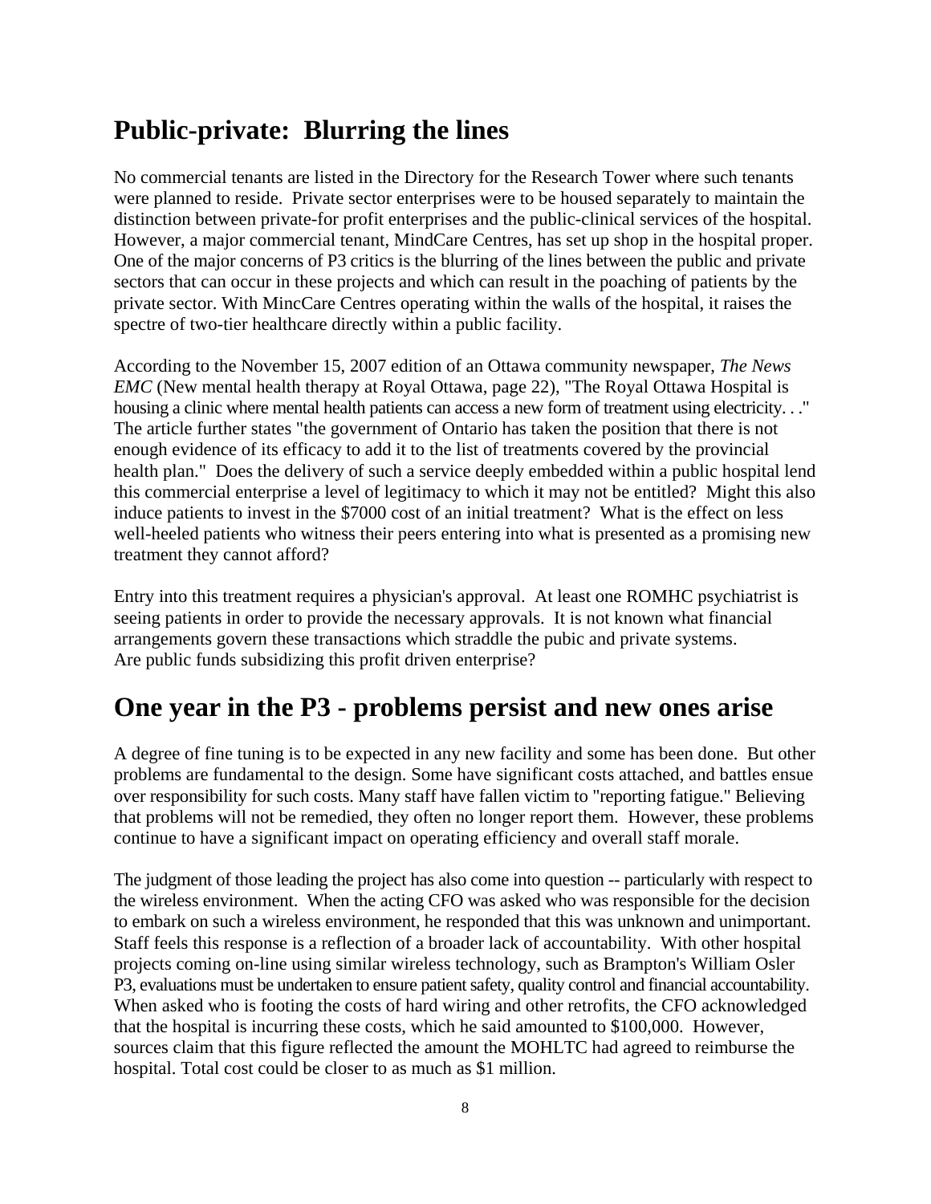## Public-private: Blurring the lines

No commercial tenants are listed in the Directory for the Research Tower where such tenants were planned to reside. Private sector enterprises were to be housed separately to maintain the distinction between private-for profit enterprises and the public-clinical services of the hospital. However, a major commercial tenant, MindCare Centres, has set up shop in the hospital proper. One of the major concerns of P3 critics is the blurring of the lines between the public and private sectors that can occur in these projects and which can result in the poaching of patients by the private sector. With MincCare Centres operating within the walls of the hospital, it raises the spectre of two-tier healthcare directly within a public facility.

According to the November 15, 2007 edition of an Ottawa community newspaper, *The News EMC* (New mental health therapy at Royal Ottawa, page 22), "The Royal Ottawa Hospital is housing a clinic where mental health patients can access a new form of treatment using electricity. . ." The article further states "the government of Ontario has taken the position that there is not enough evidence of its efficacy to add it to the list of treatments covered by the provincial health plan." Does the delivery of such a service deeply embedded within a public hospital lend this commercial enterprise a level of legitimacy to which it may not be entitled? Might this also induce patients to invest in the $7000 cost of an initial treatment? What is the effect on less well-heeled patients who witness their peers entering into what is presented as a promising new treatment they cannot afford?

Entry into this treatment requires a physician's approval. At least one ROMHC psychiatrist is seeing patients in order to provide the necessary approvals. It is not known what financial arrangements govern these transactions which straddle the pubic and private systems. Are public funds subsidizing this profit driven enterprise?

## One year in the P3 - problems persist and new ones arise

A degree of fine tuning is to be expected in any new facility and some has been done. But other problems are fundamental to the design. Some have significant costs attached, and battles ensue over responsibility for such costs. Many staff have fallen victim to "reporting fatigue." Believing that problems will not be remedied, they often no longer report them. However, these problems continue to have a significant impact on operating efficiency and overall staff morale.

The judgment of those leading the project has also come into question -- particularly with respect to the wireless environment. When the acting CFO was asked who was responsible for the decision to embark on such a wireless environment, he responded that this was unknown and unimportant. Staff feels this response is a reflection of a broader lack of accountability. With other hospital projects coming on-line using similar wireless technology, such as Brampton's William Osler P3, evaluations must be undertaken to ensure patient safety, quality control and financial accountability. When asked who is footing the costs of hard wiring and other retrofits, the CFO acknowledged that the hospital is incurring these costs, which he said amounted to $100,000. However, sources claim that this figure reflected the amount the MOHLTC had agreed to reimburse the hospital. Total cost could be closer to as much as $1 million.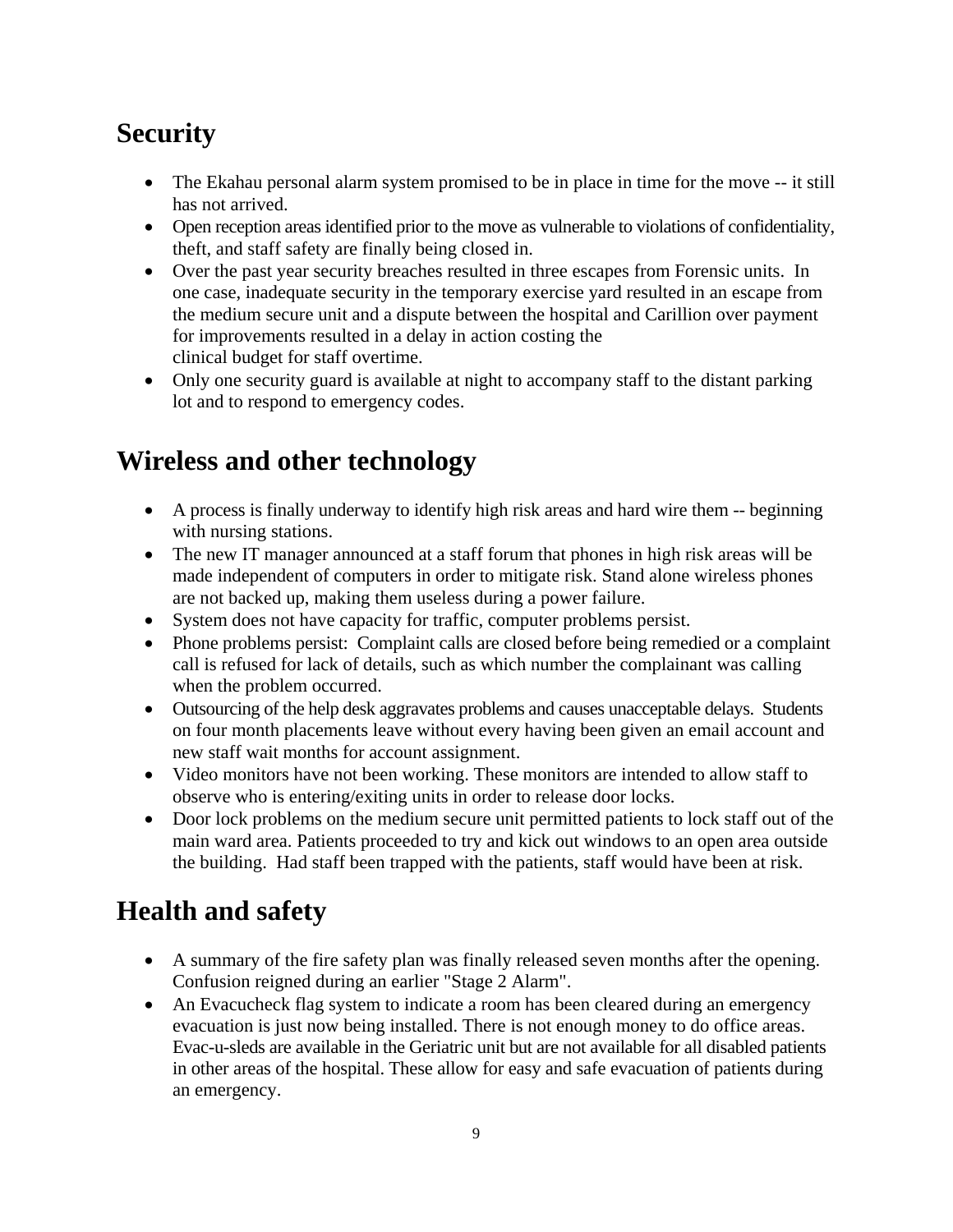## Security

- The Ekahau personal alarm system promised to be in place in time for the move -- it still has not arrived.
- Open reception areas identified prior to the move as vulnerable to violations of confidentiality, theft, and staff safety are finally being closed in.
- Over the past year security breaches resulted in three escapes from Forensic units. In one case, inadequate security in the temporary exercise yard resulted in an escape from the medium secure unit and a dispute between the hospital and Carillion over payment for improvements resulted in a delay in action costing the clinical budget for staff overtime.
- Only one security guard is available at night to accompany staff to the distant parking lot and to respond to emergency codes.

## Wireless and other technology

- A process is finally underway to identify high risk areas and hard wire them -- beginning with nursing stations.
- The new IT manager announced at a staff forum that phones in high risk areas will be made independent of computers in order to mitigate risk. Stand alone wireless phones are not backed up, making them useless during a power failure.
- System does not have capacity for traffic, computer problems persist.
- Phone problems persist: Complaint calls are closed before being remedied or a complaint call is refused for lack of details, such as which number the complainant was calling when the problem occurred.
- Outsourcing of the help desk aggravates problems and causes unacceptable delays. Students on four month placements leave without every having been given an email account and new staff wait months for account assignment.
- Video monitors have not been working. These monitors are intended to allow staff to observe who is entering/exiting units in order to release door locks.
- Door lock problems on the medium secure unit permitted patients to lock staff out of the main ward area. Patients proceeded to try and kick out windows to an open area outside the building. Had staff been trapped with the patients, staff would have been at risk.

## Health and safety

- A summary of the fire safety plan was finally released seven months after the opening. Confusion reigned during an earlier "Stage 2 Alarm".
- An Evacucheck flag system to indicate a room has been cleared during an emergency evacuation is just now being installed. There is not enough money to do office areas. Evac-u-sleds are available in the Geriatric unit but are not available for all disabled patients in other areas of the hospital. These allow for easy and safe evacuation of patients during an emergency.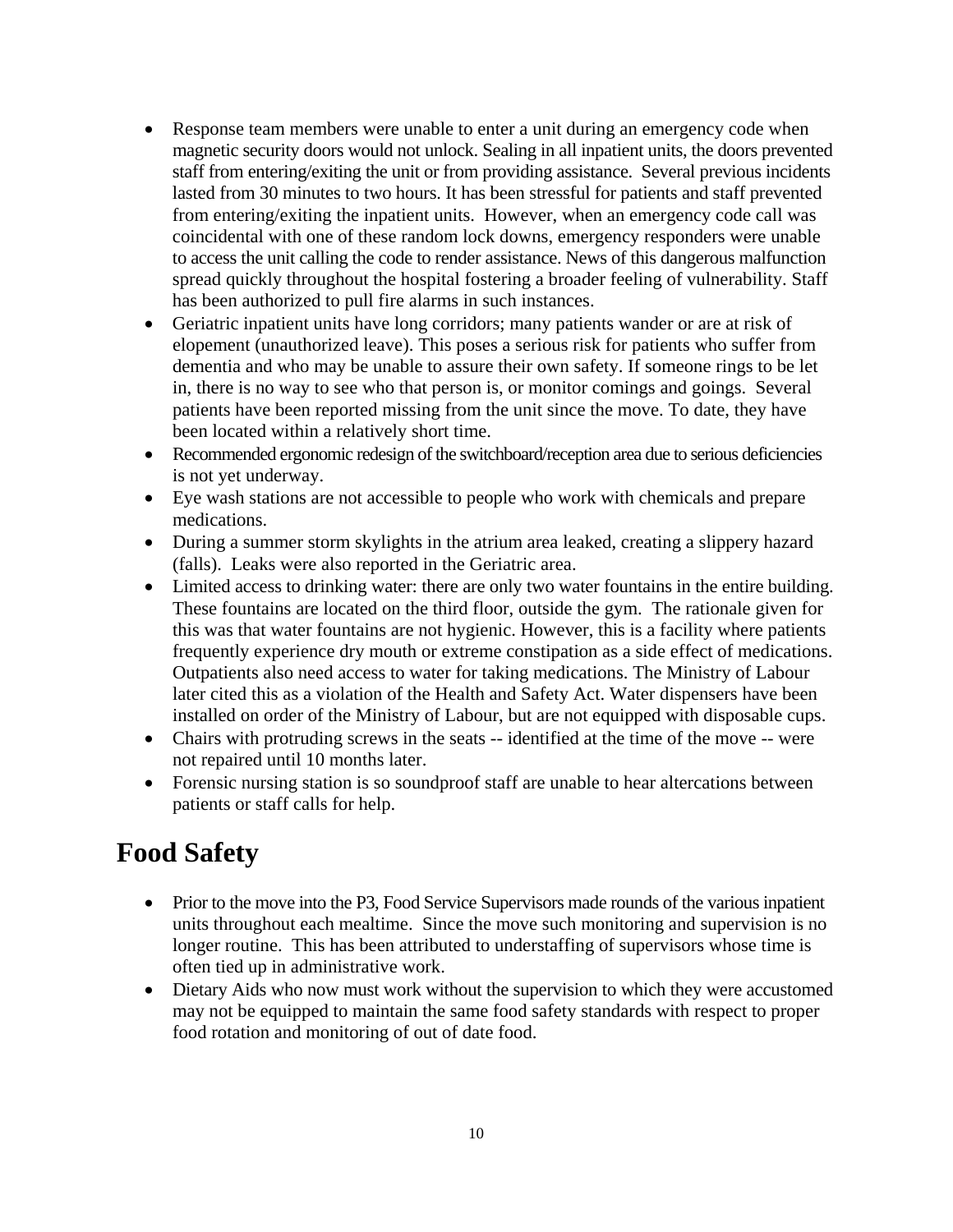- Response team members were unable to enter a unit during an emergency code when magnetic security doors would not unlock. Sealing in all inpatient units, the doors prevented staff from entering/exiting the unit or from providing assistance. Several previous incidents lasted from 30 minutes to two hours. It has been stressful for patients and staff prevented from entering/exiting the inpatient units. However, when an emergency code call was coincidental with one of these random lock downs, emergency responders were unable to access the unit calling the code to render assistance. News of this dangerous malfunction spread quickly throughout the hospital fostering a broader feeling of vulnerability. Staff has been authorized to pull fire alarms in such instances.
- Geriatric inpatient units have long corridors; many patients wander or are at risk of elopement (unauthorized leave). This poses a serious risk for patients who suffer from dementia and who may be unable to assure their own safety. If someone rings to be let in, there is no way to see who that person is, or monitor comings and goings. Several patients have been reported missing from the unit since the move. To date, they have been located within a relatively short time.
- Recommended ergonomic redesign of the switchboard/reception area due to serious deficiencies is not yet underway.
- Eye wash stations are not accessible to people who work with chemicals and prepare medications.
- During a summer storm skylights in the atrium area leaked, creating a slippery hazard (falls). Leaks were also reported in the Geriatric area.
- Limited access to drinking water: there are only two water fountains in the entire building. These fountains are located on the third floor, outside the gym. The rationale given for this was that water fountains are not hygienic. However, this is a facility where patients frequently experience dry mouth or extreme constipation as a side effect of medications. Outpatients also need access to water for taking medications. The Ministry of Labour later cited this as a violation of the Health and Safety Act. Water dispensers have been installed on order of the Ministry of Labour, but are not equipped with disposable cups.
- Chairs with protruding screws in the seats -- identified at the time of the move -- were not repaired until 10 months later.
- Forensic nursing station is so soundproof staff are unable to hear altercations between patients or staff calls for help.

# Food Safety

- Prior to the move into the P3, Food Service Supervisors made rounds of the various inpatient units throughout each mealtime. Since the move such monitoring and supervision is no longer routine. This has been attributed to understaffing of supervisors whose time is often tied up in administrative work.
- Dietary Aids who now must work without the supervision to which they were accustomed may not be equipped to maintain the same food safety standards with respect to proper food rotation and monitoring of out of date food.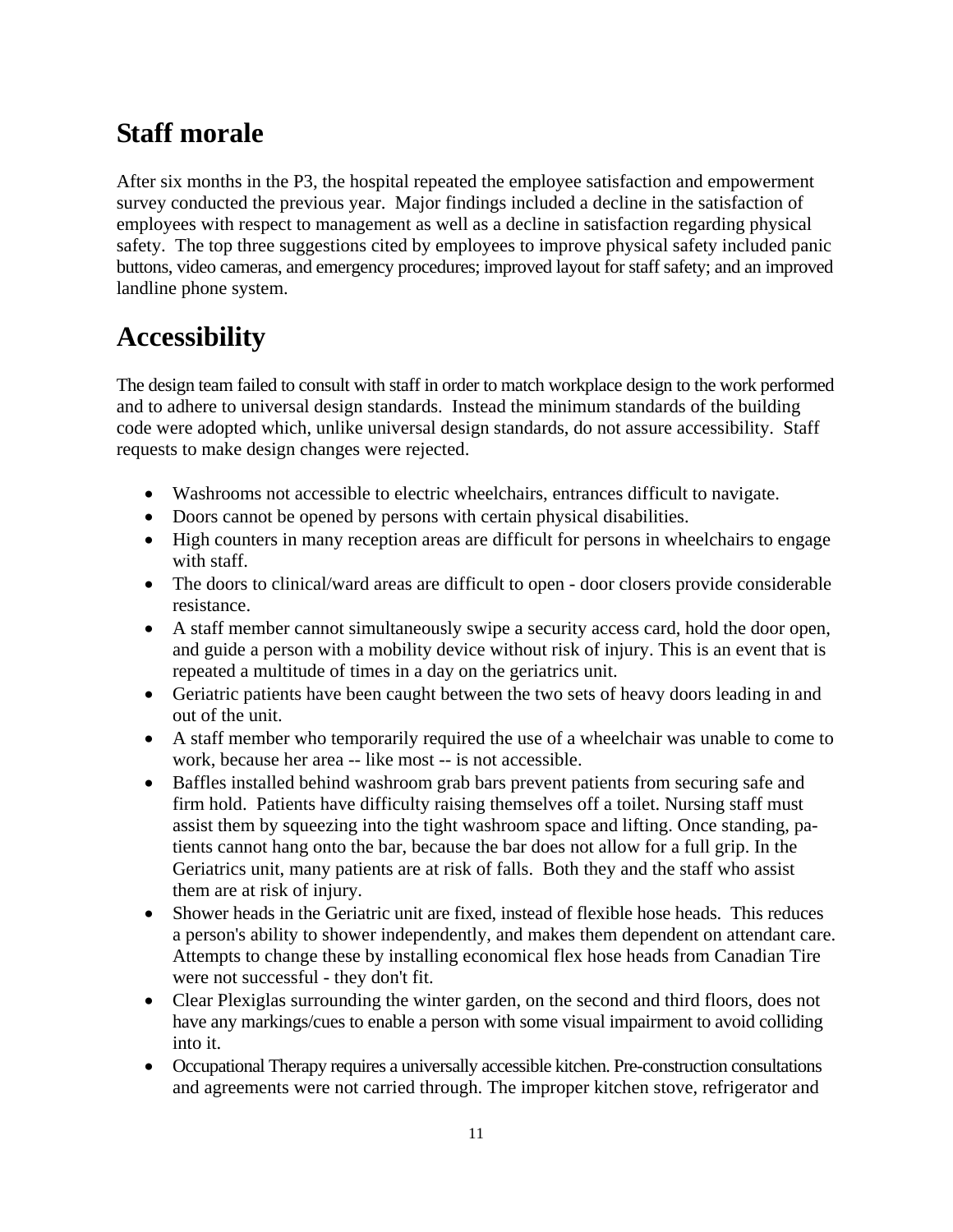## Staff morale

After six months in the P3, the hospital repeated the employee satisfaction and empowerment survey conducted the previous year. Major findings included a decline in the satisfaction of employees with respect to management as well as a decline in satisfaction regarding physical safety. The top three suggestions cited by employees to improve physical safety included panic buttons, video cameras, and emergency procedures; improved layout for staff safety; and an improved landline phone system.

## Accessibility

The design team failed to consult with staff in order to match workplace design to the work performed and to adhere to universal design standards. Instead the minimum standards of the building code were adopted which, unlike universal design standards, do not assure accessibility. Staff requests to make design changes were rejected.

- Washrooms not accessible to electric wheelchairs, entrances difficult to navigate.
- Doors cannot be opened by persons with certain physical disabilities.
- High counters in many reception areas are difficult for persons in wheelchairs to engage with staff.
- The doors to clinical/ward areas are difficult to open - door closers provide considerable resistance.
- A staff member cannot simultaneously swipe a security access card, hold the door open, and guide a person with a mobility device without risk of injury. This is an event that is repeated a multitude of times in a day on the geriatrics unit.
- Geriatric patients have been caught between the two sets of heavy doors leading in and out of the unit.
- A staff member who temporarily required the use of a wheelchair was unable to come to work, because her area -- like most -- is not accessible.
- Baffles installed behind washroom grab bars prevent patients from securing safe and firm hold. Patients have difficulty raising themselves off a toilet. Nursing staff must assist them by squeezing into the tight washroom space and lifting. Once standing, patients cannot hang onto the bar, because the bar does not allow for a full grip. In the Geriatrics unit, many patients are at risk of falls. Both they and the staff who assist them are at risk of injury.
- Shower heads in the Geriatric unit are fixed, instead of flexible hose heads. This reduces a person's ability to shower independently, and makes them dependent on attendant care. Attempts to change these by installing economical flex hose heads from Canadian Tire were not successful - they don't fit.
- Clear Plexiglas surrounding the winter garden, on the second and third floors, does not have any markings/cues to enable a person with some visual impairment to avoid colliding into it.
- Occupational Therapy requires a universally accessible kitchen. Pre-construction consultations and agreements were not carried through. The improper kitchen stove, refrigerator and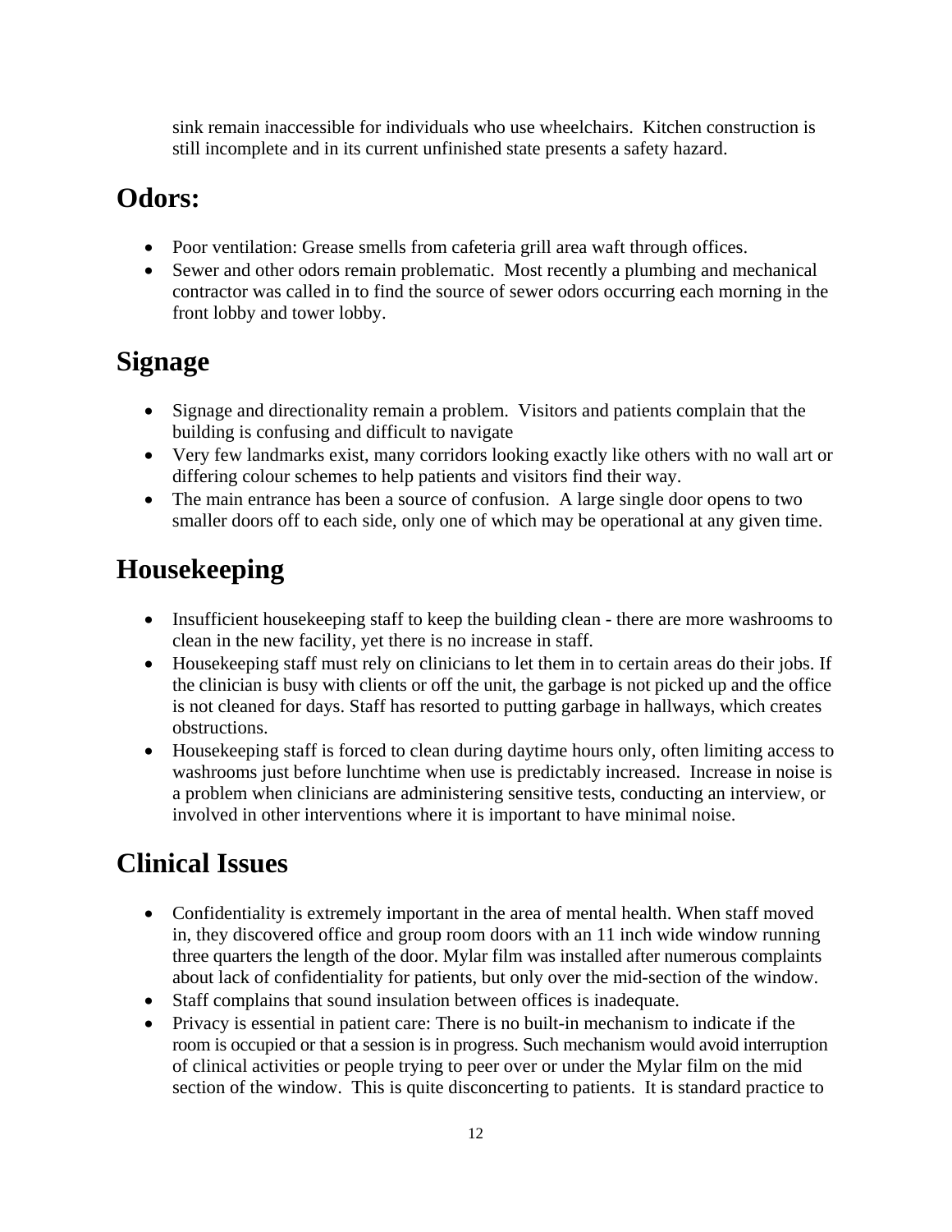sink remain inaccessible for individuals who use wheelchairs. Kitchen construction is still incomplete and in its current unfinished state presents a safety hazard.

## Odors:

- Poor ventilation: Grease smells from cafeteria grill area waft through offices.
- Sewer and other odors remain problematic. Most recently a plumbing and mechanical contractor was called in to find the source of sewer odors occurring each morning in the front lobby and tower lobby.

## Signage

- Signage and directionality remain a problem. Visitors and patients complain that the building is confusing and difficult to navigate
- Very few landmarks exist, many corridors looking exactly like others with no wall art or differing colour schemes to help patients and visitors find their way.
- The main entrance has been a source of confusion. A large single door opens to two smaller doors off to each side, only one of which may be operational at any given time.

## Housekeeping

- Insufficient housekeeping staff to keep the building clean - there are more washrooms to clean in the new facility, yet there is no increase in staff.
- Housekeeping staff must rely on clinicians to let them in to certain areas do their jobs. If the clinician is busy with clients or off the unit, the garbage is not picked up and the office is not cleaned for days. Staff has resorted to putting garbage in hallways, which creates obstructions.
- Housekeeping staff is forced to clean during daytime hours only, often limiting access to washrooms just before lunchtime when use is predictably increased. Increase in noise is a problem when clinicians are administering sensitive tests, conducting an interview, or involved in other interventions where it is important to have minimal noise.

## Clinical Issues

- Confidentiality is extremely important in the area of mental health. When staff moved in, they discovered office and group room doors with an 11 inch wide window running three quarters the length of the door. Mylar film was installed after numerous complaints about lack of confidentiality for patients, but only over the mid-section of the window.
- Staff complains that sound insulation between offices is inadequate.
- Privacy is essential in patient care: There is no built-in mechanism to indicate if the room is occupied or that a session is in progress. Such mechanism would avoid interruption of clinical activities or people trying to peer over or under the Mylar film on the mid section of the window. This is quite disconcerting to patients. It is standard practice to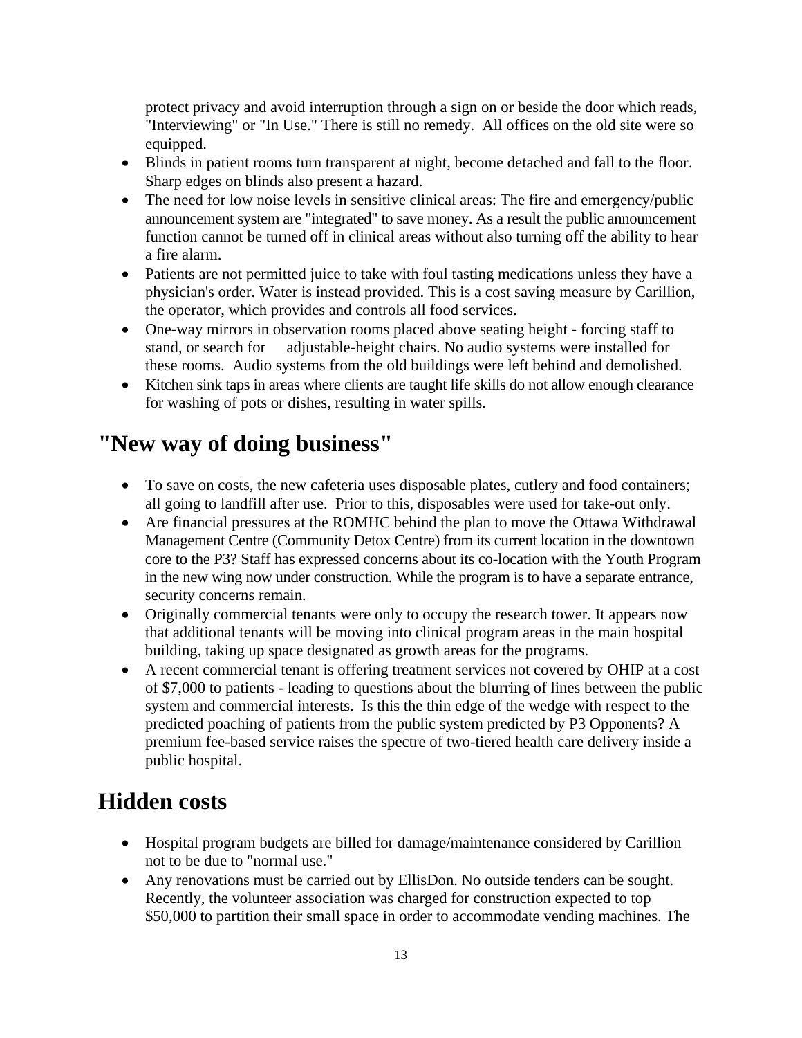protect privacy and avoid interruption through a sign on or beside the door which reads, "Interviewing" or "In Use." There is still no remedy. All offices on the old site were so equipped.

- Blinds in patient rooms turn transparent at night, become detached and fall to the floor. Sharp edges on blinds also present a hazard.
- The need for low noise levels in sensitive clinical areas: The fire and emergency/public announcement system are "integrated" to save money. As a result the public announcement function cannot be turned off in clinical areas without also turning off the ability to hear a fire alarm.
- Patients are not permitted juice to take with foul tasting medications unless they have a physician's order. Water is instead provided. This is a cost saving measure by Carillion, the operator, which provides and controls all food services.
- One-way mirrors in observation rooms placed above seating height - forcing staff to stand, or search for adjustable-height chairs. No audio systems were installed for these rooms. Audio systems from the old buildings were left behind and demolished.
- Kitchen sink taps in areas where clients are taught life skills do not allow enough clearance for washing of pots or dishes, resulting in water spills.

## "New way of doing business"

- To save on costs, the new cafeteria uses disposable plates, cutlery and food containers; all going to landfill after use. Prior to this, disposables were used for take-out only.
- Are financial pressures at the ROMHC behind the plan to move the Ottawa Withdrawal Management Centre (Community Detox Centre) from its current location in the downtown core to the P3? Staff has expressed concerns about its co-location with the Youth Program in the new wing now under construction. While the program is to have a separate entrance, security concerns remain.
- Originally commercial tenants were only to occupy the research tower. It appears now that additional tenants will be moving into clinical program areas in the main hospital building, taking up space designated as growth areas for the programs.
- A recent commercial tenant is offering treatment services not covered by OHIP at a cost of $7,000 to patients - leading to questions about the blurring of lines between the public system and commercial interests. Is this the thin edge of the wedge with respect to the predicted poaching of patients from the public system predicted by P3 Opponents? A premium fee-based service raises the spectre of two-tiered health care delivery inside a public hospital.

## Hidden costs

- Hospital program budgets are billed for damage/maintenance considered by Carillion not to be due to "normal use."
- Any renovations must be carried out by EllisDon. No outside tenders can be sought. Recently, the volunteer association was charged for construction expected to top $50,000 to partition their small space in order to accommodate vending machines. The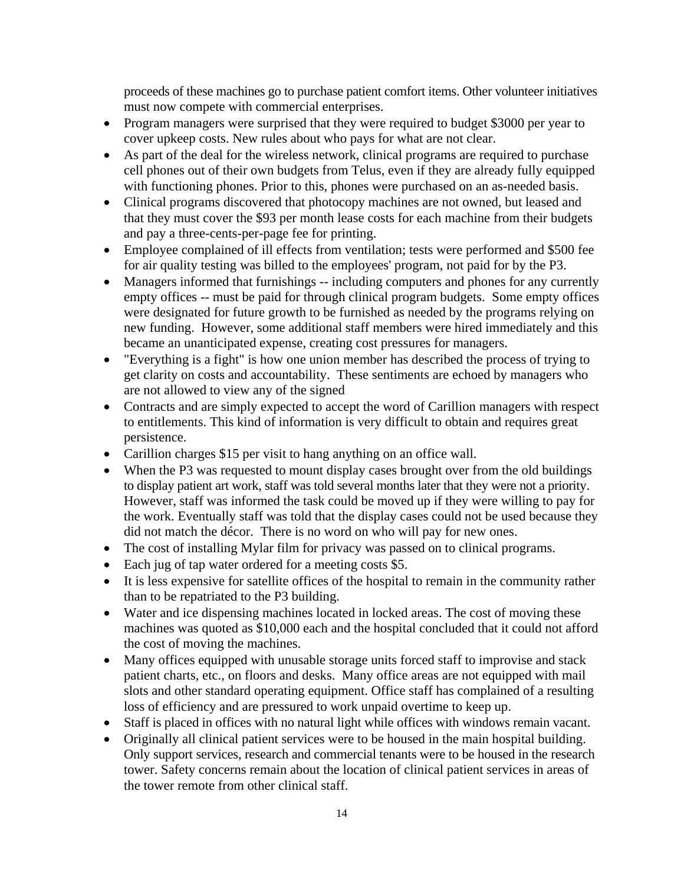proceeds of these machines go to purchase patient comfort items. Other volunteer initiatives must now compete with commercial enterprises.

- Program managers were surprised that they were required to budget $3000 per year to cover upkeep costs. New rules about who pays for what are not clear.
- As part of the deal for the wireless network, clinical programs are required to purchase cell phones out of their own budgets from Telus, even if they are already fully equipped with functioning phones. Prior to this, phones were purchased on an as-needed basis.
- Clinical programs discovered that photocopy machines are not owned, but leased and that they must cover the $93 per month lease costs for each machine from their budgets and pay a three-cents-per-page fee for printing.
- Employee complained of ill effects from ventilation; tests were performed and $500 fee for air quality testing was billed to the employees' program, not paid for by the P3.
- Managers informed that furnishings -- including computers and phones for any currently empty offices -- must be paid for through clinical program budgets. Some empty offices were designated for future growth to be furnished as needed by the programs relying on new funding. However, some additional staff members were hired immediately and this became an unanticipated expense, creating cost pressures for managers.
- "Everything is a fight" is how one union member has described the process of trying to get clarity on costs and accountability. These sentiments are echoed by managers who are not allowed to view any of the signed
- Contracts and are simply expected to accept the word of Carillion managers with respect to entitlements. This kind of information is very difficult to obtain and requires great persistence.
- Carillion charges $15 per visit to hang anything on an office wall.
- When the P3 was requested to mount display cases brought over from the old buildings to display patient art work, staff was told several months later that they were not a priority. However, staff was informed the task could be moved up if they were willing to pay for the work. Eventually staff was told that the display cases could not be used because they did not match the décor. There is no word on who will pay for new ones.
- The cost of installing Mylar film for privacy was passed on to clinical programs.
- Each jug of tap water ordered for a meeting costs $5.
- It is less expensive for satellite offices of the hospital to remain in the community rather than to be repatriated to the P3 building.
- Water and ice dispensing machines located in locked areas. The cost of moving these machines was quoted as $10,000 each and the hospital concluded that it could not afford the cost of moving the machines.
- Many offices equipped with unusable storage units forced staff to improvise and stack patient charts, etc., on floors and desks. Many office areas are not equipped with mail slots and other standard operating equipment. Office staff has complained of a resulting loss of efficiency and are pressured to work unpaid overtime to keep up.
- Staff is placed in offices with no natural light while offices with windows remain vacant.
- Originally all clinical patient services were to be housed in the main hospital building. Only support services, research and commercial tenants were to be housed in the research tower. Safety concerns remain about the location of clinical patient services in areas of the tower remote from other clinical staff.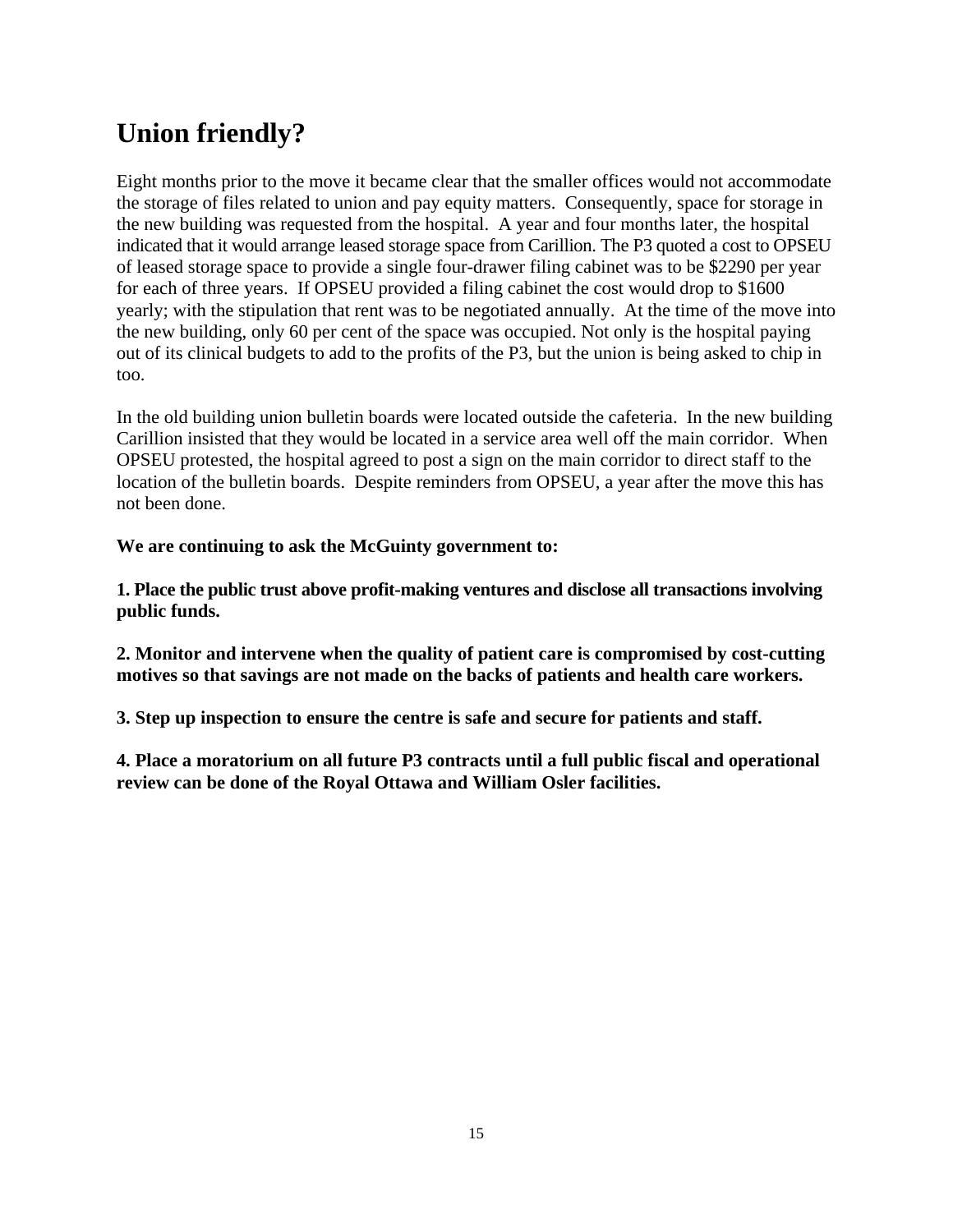# Union friendly?

Eight months prior to the move it became clear that the smaller offices would not accommodate the storage of files related to union and pay equity matters. Consequently, space for storage in the new building was requested from the hospital. A year and four months later, the hospital indicated that it would arrange leased storage space from Carillion. The P3 quoted a cost to OPSEU of leased storage space to provide a single four-drawer filing cabinet was to be $2290 per year for each of three years. If OPSEU provided a filing cabinet the cost would drop to $1600 yearly; with the stipulation that rent was to be negotiated annually. At the time of the move into the new building, only 60 per cent of the space was occupied. Not only is the hospital paying out of its clinical budgets to add to the profits of the P3, but the union is being asked to chip in too.

In the old building union bulletin boards were located outside the cafeteria. In the new building Carillion insisted that they would be located in a service area well off the main corridor. When OPSEU protested, the hospital agreed to post a sign on the main corridor to direct staff to the location of the bulletin boards. Despite reminders from OPSEU, a year after the move this has not been done.

**We are continuing to ask the McGuinty government to:**

**1. Place the public trust above profit-making ventures and disclose all transactions involving public funds.**

**2. Monitor and intervene when the quality of patient care is compromised by cost-cutting motives so that savings are not made on the backs of patients and health care workers.**

**3. Step up inspection to ensure the centre is safe and secure for patients and staff.**

**4. Place a moratorium on all future P3 contracts until a full public fiscal and operational review can be done of the Royal Ottawa and William Osler facilities.**